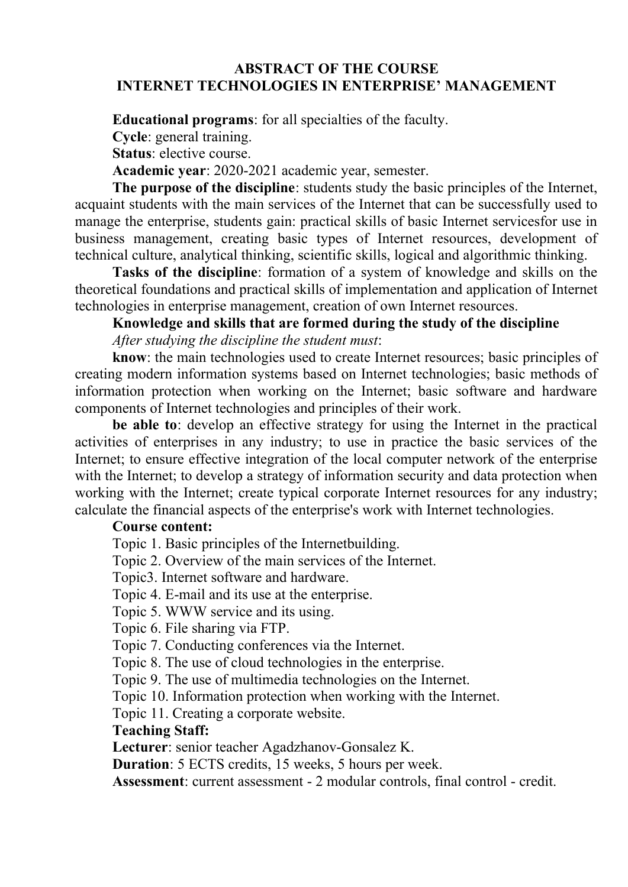# ABSTRACT OF THE COURSE
# INTERNET TECHNOLOGIES IN ENTERPRISE' MANAGEMENT

**Educational programs**: for all specialties of the faculty.

**Cycle**: general training.

**Status**: elective course.

**Academic year**: 2020-2021 academic year, semester.

**The purpose of the discipline**: students study the basic principles of the Internet, acquaint students with the main services of the Internet that can be successfully used to manage the enterprise, students gain: practical skills of basic Internet servicesfor use in business management, creating basic types of Internet resources, development of technical culture, analytical thinking, scientific skills, logical and algorithmic thinking.

**Tasks of the discipline**: formation of a system of knowledge and skills on the theoretical foundations and practical skills of implementation and application of Internet technologies in enterprise management, creation of own Internet resources.

**Knowledge and skills that are formed during the study of the discipline**

*After studying the discipline the student must*:

**know**: the main technologies used to create Internet resources; basic principles of creating modern information systems based on Internet technologies; basic methods of information protection when working on the Internet; basic software and hardware components of Internet technologies and principles of their work.

**be able to**: develop an effective strategy for using the Internet in the practical activities of enterprises in any industry; to use in practice the basic services of the Internet; to ensure effective integration of the local computer network of the enterprise with the Internet; to develop a strategy of information security and data protection when working with the Internet; create typical corporate Internet resources for any industry; calculate the financial aspects of the enterprise's work with Internet technologies.

**Course content:**

Topic 1. Basic principles of the Internetbuilding.

Topic 2. Overview of the main services of the Internet.

Topic3. Internet software and hardware.

Topic 4. E-mail and its use at the enterprise.

Topic 5. WWW service and its using.

Topic 6. File sharing via FTP.

Topic 7. Conducting conferences via the Internet.

Topic 8. The use of cloud technologies in the enterprise.

Topic 9. The use of multimedia technologies on the Internet.

Topic 10. Information protection when working with the Internet.

Topic 11. Creating a corporate website.

**Teaching Staff:**

**Lecturer**: senior teacher Agadzhanov-Gonsalez K.

**Duration**: 5 ECTS credits, 15 weeks, 5 hours per week.

**Assessment**: current assessment - 2 modular controls, final control - credit.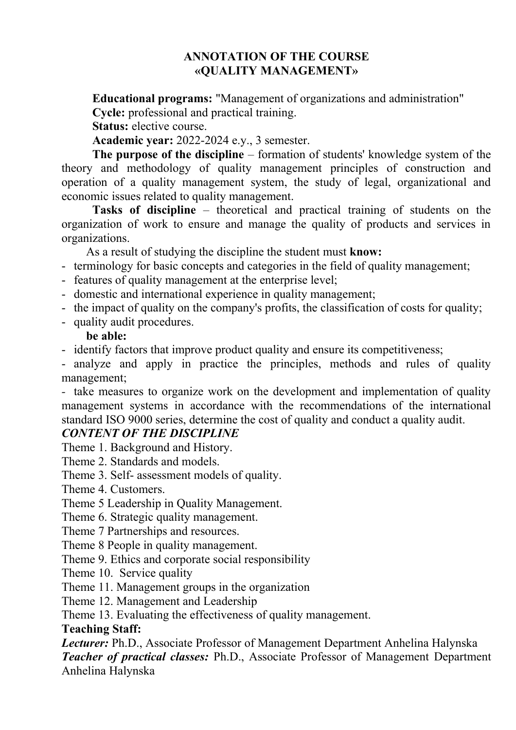# ANNOTATION OF THE COURSE
# «QUALITY MANAGEMENT»

**Educational programs:** "Management of organizations and administration"

**Cycle:** professional and practical training.

**Status:** elective course.

**Academic year:** 2022-2024 e.y., 3 semester.

**The purpose of the discipline** – formation of students' knowledge system of the theory and methodology of quality management principles of construction and operation of a quality management system, the study of legal, organizational and economic issues related to quality management.

**Tasks of discipline** – theoretical and practical training of students on the organization of work to ensure and manage the quality of products and services in organizations.

As a result of studying the discipline the student must **know:**

- terminology for basic concepts and categories in the field of quality management;
- features of quality management at the enterprise level;
- domestic and international experience in quality management;
- the impact of quality on the company's profits, the classification of costs for quality;
- quality audit procedures.

**be able:**

- identify factors that improve product quality and ensure its competitiveness;
- analyze and apply in practice the principles, methods and rules of quality management;
- take measures to organize work on the development and implementation of quality management systems in accordance with the recommendations of the international standard ISO 9000 series, determine the cost of quality and conduct a quality audit.

***CONTENT OF THE DISCIPLINE***

Theme 1. Background and History.

Theme 2. Standards and models.

Theme 3. Self- assessment models of quality.

Theme 4. Customers.

Theme 5 Leadership in Quality Management.

Theme 6. Strategic quality management.

Theme 7 Partnerships and resources.

Theme 8 People in quality management.

Theme 9. Ethics and corporate social responsibility

Theme 10. Service quality

Theme 11. Management groups in the organization

Theme 12. Management and Leadership

Theme 13. Evaluating the effectiveness of quality management.

**Teaching Staff:**

***Lecturer:*** Ph.D., Associate Professor of Management Department Anhelina Halynska

***Teacher of practical classes:*** Ph.D., Associate Professor of Management Department Anhelina Halynska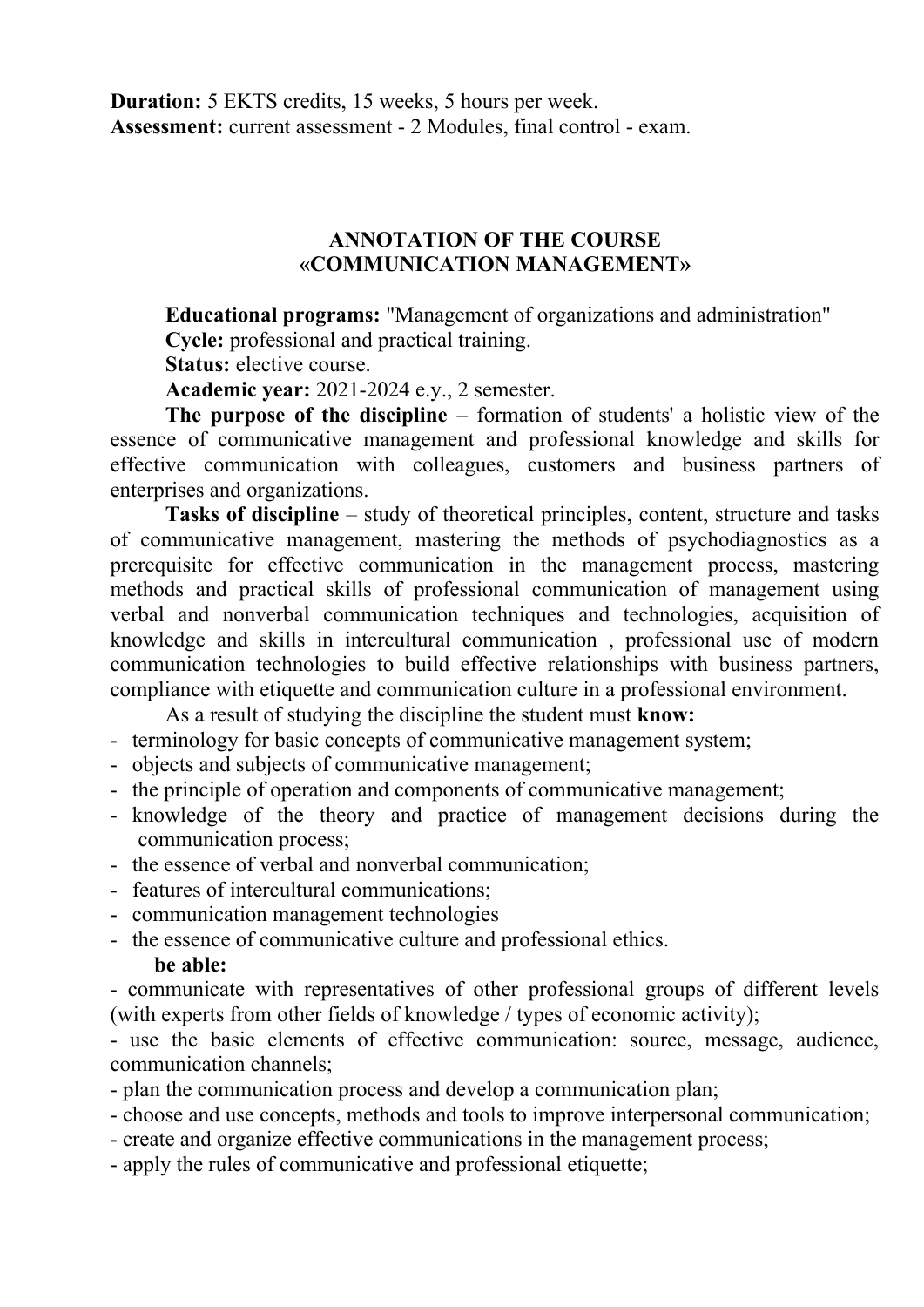**Duration:** 5 EKTS credits, 15 weeks, 5 hours per week.
**Assessment:** current assessment - 2 Modules, final control - exam.

## ANNOTATION OF THE COURSE «COMMUNICATION MANAGEMENT»

**Educational programs:** "Management of organizations and administration"
**Cycle:** professional and practical training.
**Status:** elective course.
**Academic year:** 2021-2024 e.y., 2 semester.

**The purpose of the discipline** – formation of students' a holistic view of the essence of communicative management and professional knowledge and skills for effective communication with colleagues, customers and business partners of enterprises and organizations.

**Tasks of discipline** – study of theoretical principles, content, structure and tasks of communicative management, mastering the methods of psychodiagnostics as a prerequisite for effective communication in the management process, mastering methods and practical skills of professional communication of management using verbal and nonverbal communication techniques and technologies, acquisition of knowledge and skills in intercultural communication , professional use of modern communication technologies to build effective relationships with business partners, compliance with etiquette and communication culture in a professional environment.

As a result of studying the discipline the student must **know:**

- terminology for basic concepts of communicative management system;
- objects and subjects of communicative management;
- the principle of operation and components of communicative management;
- knowledge of the theory and practice of management decisions during the communication process;
- the essence of verbal and nonverbal communication;
- features of intercultural communications;
- communication management technologies
- the essence of communicative culture and professional ethics.

**be able:**

- communicate with representatives of other professional groups of different levels (with experts from other fields of knowledge / types of economic activity);
- use the basic elements of effective communication: source, message, audience, communication channels;
- plan the communication process and develop a communication plan;
- choose and use concepts, methods and tools to improve interpersonal communication;
- create and organize effective communications in the management process;
- apply the rules of communicative and professional etiquette;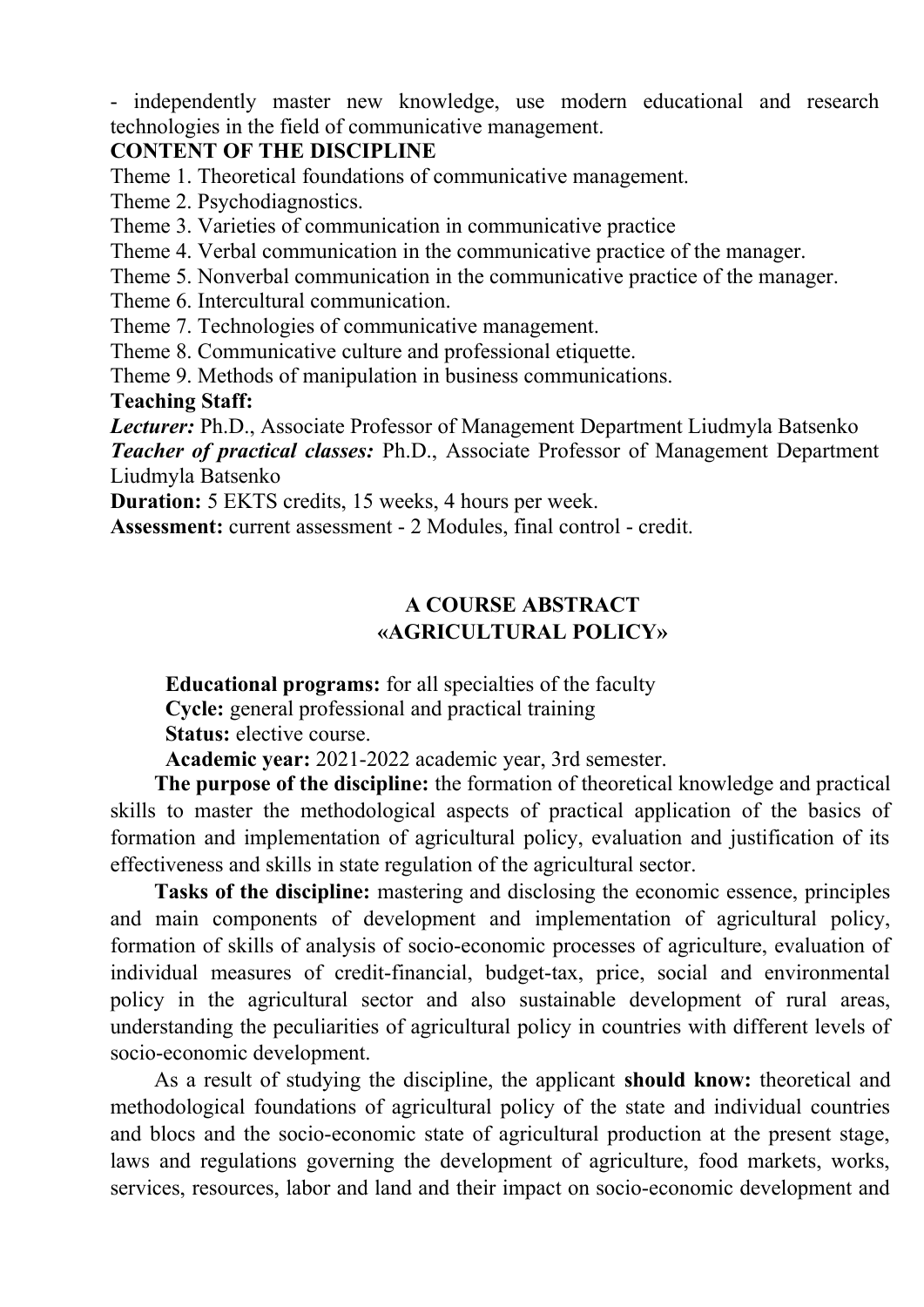- independently master new knowledge, use modern educational and research technologies in the field of communicative management.

**CONTENT OF THE DISCIPLINE**

Theme 1. Theoretical foundations of communicative management.
Theme 2. Psychodiagnostics.
Theme 3. Varieties of communication in communicative practice
Theme 4. Verbal communication in the communicative practice of the manager.
Theme 5. Nonverbal communication in the communicative practice of the manager.
Theme 6. Intercultural communication.
Theme 7. Technologies of communicative management.
Theme 8. Communicative culture and professional etiquette.
Theme 9. Methods of manipulation in business communications.

**Teaching Staff:**

***Lecturer:*** Ph.D., Associate Professor of Management Department Liudmyla Batsenko
***Teacher of practical classes:*** Ph.D., Associate Professor of Management Department Liudmyla Batsenko

**Duration:** 5 EKTS credits, 15 weeks, 4 hours per week.

**Assessment:** current assessment - 2 Modules, final control - credit.

## A COURSE ABSTRACT «AGRICULTURAL POLICY»

**Educational programs:** for all specialties of the faculty
**Cycle:** general professional and practical training
**Status:** elective course.
**Academic year:** 2021-2022 academic year, 3rd semester.

**The purpose of the discipline:** the formation of theoretical knowledge and practical skills to master the methodological aspects of practical application of the basics of formation and implementation of agricultural policy, evaluation and justification of its effectiveness and skills in state regulation of the agricultural sector.

**Tasks of the discipline:** mastering and disclosing the economic essence, principles and main components of development and implementation of agricultural policy, formation of skills of analysis of socio-economic processes of agriculture, evaluation of individual measures of credit-financial, budget-tax, price, social and environmental policy in the agricultural sector and also sustainable development of rural areas, understanding the peculiarities of agricultural policy in countries with different levels of socio-economic development.

As a result of studying the discipline, the applicant **should know:** theoretical and methodological foundations of agricultural policy of the state and individual countries and blocs and the socio-economic state of agricultural production at the present stage, laws and regulations governing the development of agriculture, food markets, works, services, resources, labor and land and their impact on socio-economic development and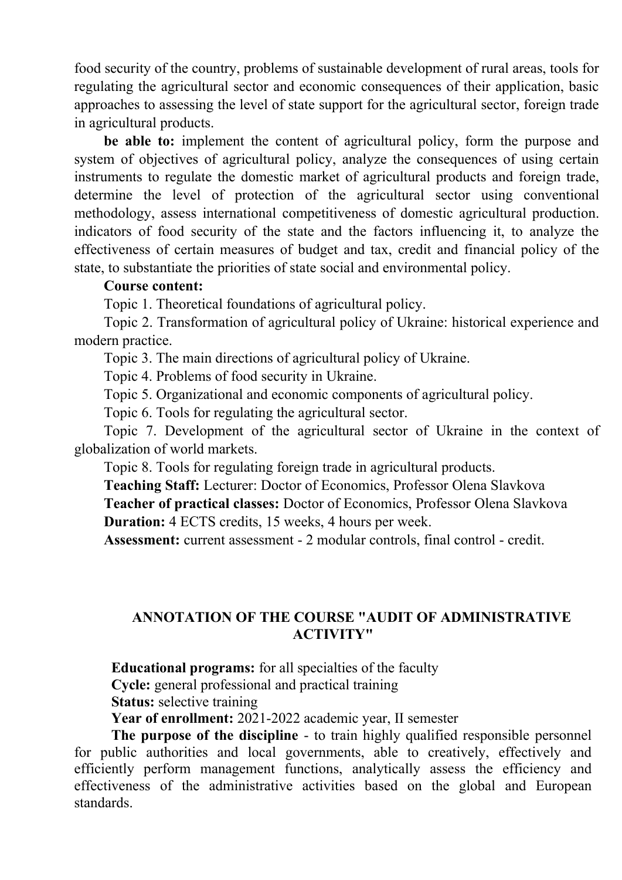food security of the country, problems of sustainable development of rural areas, tools for regulating the agricultural sector and economic consequences of their application, basic approaches to assessing the level of state support for the agricultural sector, foreign trade in agricultural products.

**be able to:** implement the content of agricultural policy, form the purpose and system of objectives of agricultural policy, analyze the consequences of using certain instruments to regulate the domestic market of agricultural products and foreign trade, determine the level of protection of the agricultural sector using conventional methodology, assess international competitiveness of domestic agricultural production. indicators of food security of the state and the factors influencing it, to analyze the effectiveness of certain measures of budget and tax, credit and financial policy of the state, to substantiate the priorities of state social and environmental policy.

**Course content:**

Topic 1. Theoretical foundations of agricultural policy.

Topic 2. Transformation of agricultural policy of Ukraine: historical experience and modern practice.

Topic 3. The main directions of agricultural policy of Ukraine.

Topic 4. Problems of food security in Ukraine.

Topic 5. Organizational and economic components of agricultural policy.

Topic 6. Tools for regulating the agricultural sector.

Topic 7. Development of the agricultural sector of Ukraine in the context of globalization of world markets.

Topic 8. Tools for regulating foreign trade in agricultural products.

**Teaching Staff:** Lecturer: Doctor of Economics, Professor Olena Slavkova

**Teacher of practical classes:** Doctor of Economics, Professor Olena Slavkova

**Duration:** 4 ECTS credits, 15 weeks, 4 hours per week.

**Assessment:** current assessment - 2 modular controls, final control - credit.

## ANNOTATION OF THE COURSE "AUDIT OF ADMINISTRATIVE ACTIVITY"

**Educational programs:** for all specialties of the faculty

**Cycle:** general professional and practical training

**Status:** selective training

**Year of enrollment:** 2021-2022 academic year, II semester

**The purpose of the discipline** - to train highly qualified responsible personnel for public authorities and local governments, able to creatively, effectively and efficiently perform management functions, analytically assess the efficiency and effectiveness of the administrative activities based on the global and European standards.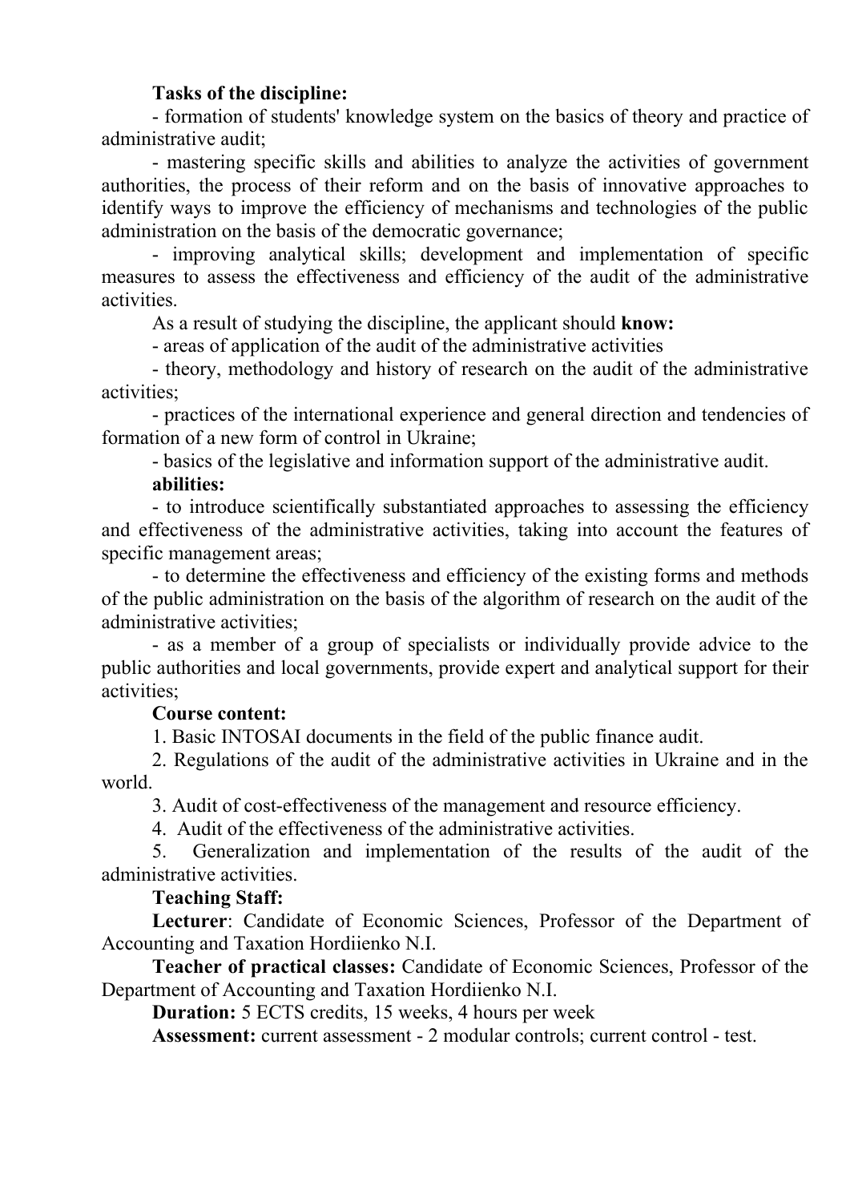**Tasks of the discipline:**

- formation of students' knowledge system on the basics of theory and practice of administrative audit;
- mastering specific skills and abilities to analyze the activities of government authorities, the process of their reform and on the basis of innovative approaches to identify ways to improve the efficiency of mechanisms and technologies of the public administration on the basis of the democratic governance;
- improving analytical skills; development and implementation of specific measures to assess the effectiveness and efficiency of the audit of the administrative activities.

As a result of studying the discipline, the applicant should **know:**

- areas of application of the audit of the administrative activities
- theory, methodology and history of research on the audit of the administrative activities;
- practices of the international experience and general direction and tendencies of formation of a new form of control in Ukraine;
- basics of the legislative and information support of the administrative audit.

**abilities:**

- to introduce scientifically substantiated approaches to assessing the efficiency and effectiveness of the administrative activities, taking into account the features of specific management areas;
- to determine the effectiveness and efficiency of the existing forms and methods of the public administration on the basis of the algorithm of research on the audit of the administrative activities;
- as a member of a group of specialists or individually provide advice to the public authorities and local governments, provide expert and analytical support for their activities;

**Course content:**

1. Basic INTOSAI documents in the field of the public finance audit.
2. Regulations of the audit of the administrative activities in Ukraine and in the world.
3. Audit of cost-effectiveness of the management and resource efficiency.
4. Audit of the effectiveness of the administrative activities.
5. Generalization and implementation of the results of the audit of the administrative activities.

**Teaching Staff:**

**Lecturer**: Candidate of Economic Sciences, Professor of the Department of Accounting and Taxation Hordiienko N.I.

**Teacher of practical classes:** Candidate of Economic Sciences, Professor of the Department of Accounting and Taxation Hordiienko N.I.

**Duration:** 5 ECTS credits, 15 weeks, 4 hours per week

**Assessment:** current assessment - 2 modular controls; current control - test.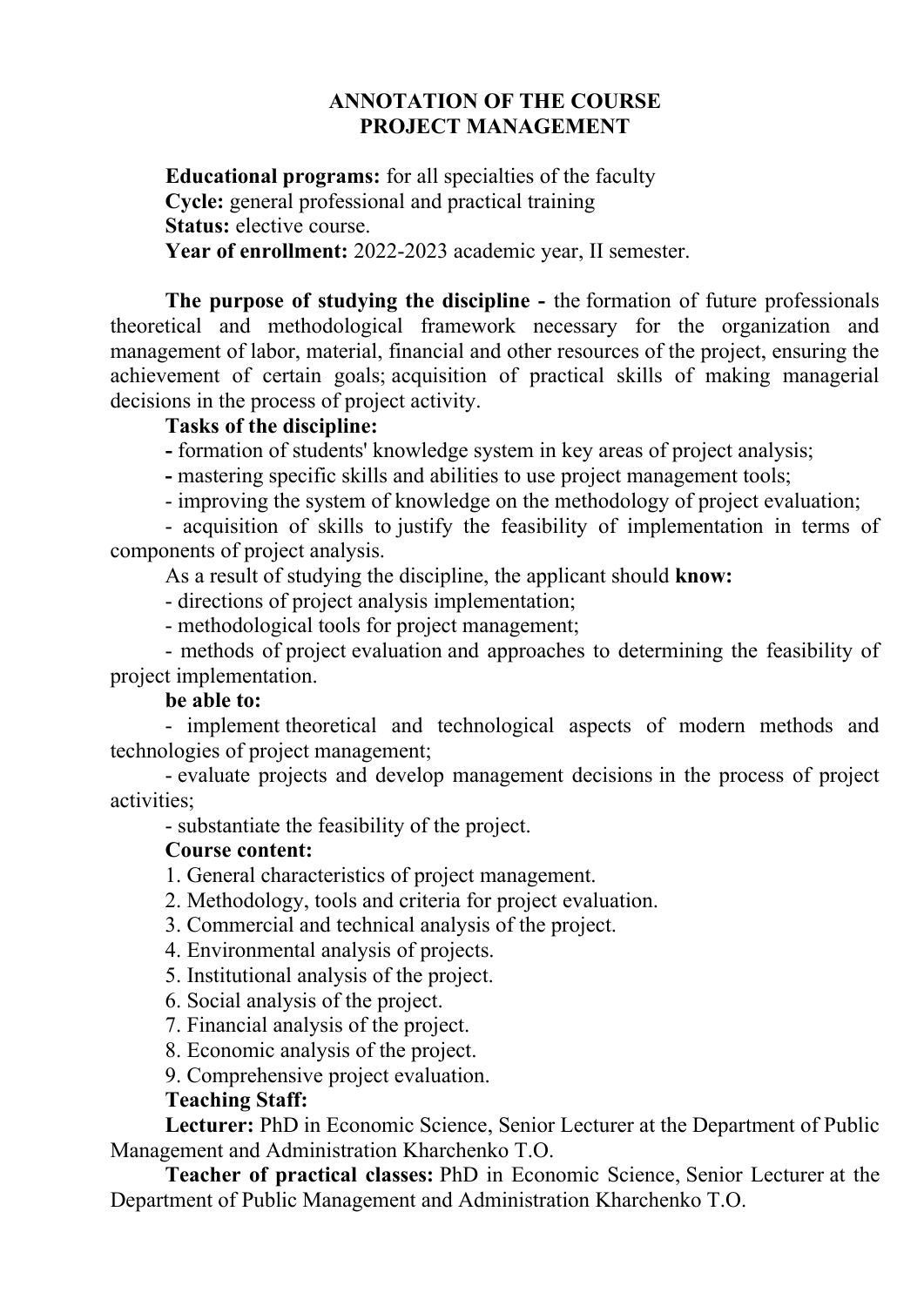# ANNOTATION OF THE COURSE
# PROJECT MANAGEMENT

**Educational programs:** for all specialties of the faculty
**Cycle:** general professional and practical training
**Status:** elective course.
**Year of enrollment:** 2022-2023 academic year, II semester.

**The purpose of studying the discipline -** the formation of future professionals theoretical and methodological framework necessary for the organization and management of labor, material, financial and other resources of the project, ensuring the achievement of certain goals; acquisition of practical skills of making managerial decisions in the process of project activity.

**Tasks of the discipline:**

- formation of students' knowledge system in key areas of project analysis;
- mastering specific skills and abilities to use project management tools;
- improving the system of knowledge on the methodology of project evaluation;
- acquisition of skills to justify the feasibility of implementation in terms of components of project analysis.

As a result of studying the discipline, the applicant should **know:**

- directions of project analysis implementation;
- methodological tools for project management;
- methods of project evaluation and approaches to determining the feasibility of project implementation.

**be able to:**

- implement theoretical and technological aspects of modern methods and technologies of project management;
- evaluate projects and develop management decisions in the process of project activities;
- substantiate the feasibility of the project.

**Course content:**

1. General characteristics of project management.
2. Methodology, tools and criteria for project evaluation.
3. Commercial and technical analysis of the project.
4. Environmental analysis of projects.
5. Institutional analysis of the project.
6. Social analysis of the project.
7. Financial analysis of the project.
8. Economic analysis of the project.
9. Comprehensive project evaluation.

**Teaching Staff:**

**Lecturer:** PhD in Economic Science, Senior Lecturer at the Department of Public Management and Administration Kharchenko T.O.

**Teacher of practical classes:** PhD in Economic Science, Senior Lecturer at the Department of Public Management and Administration Kharchenko T.O.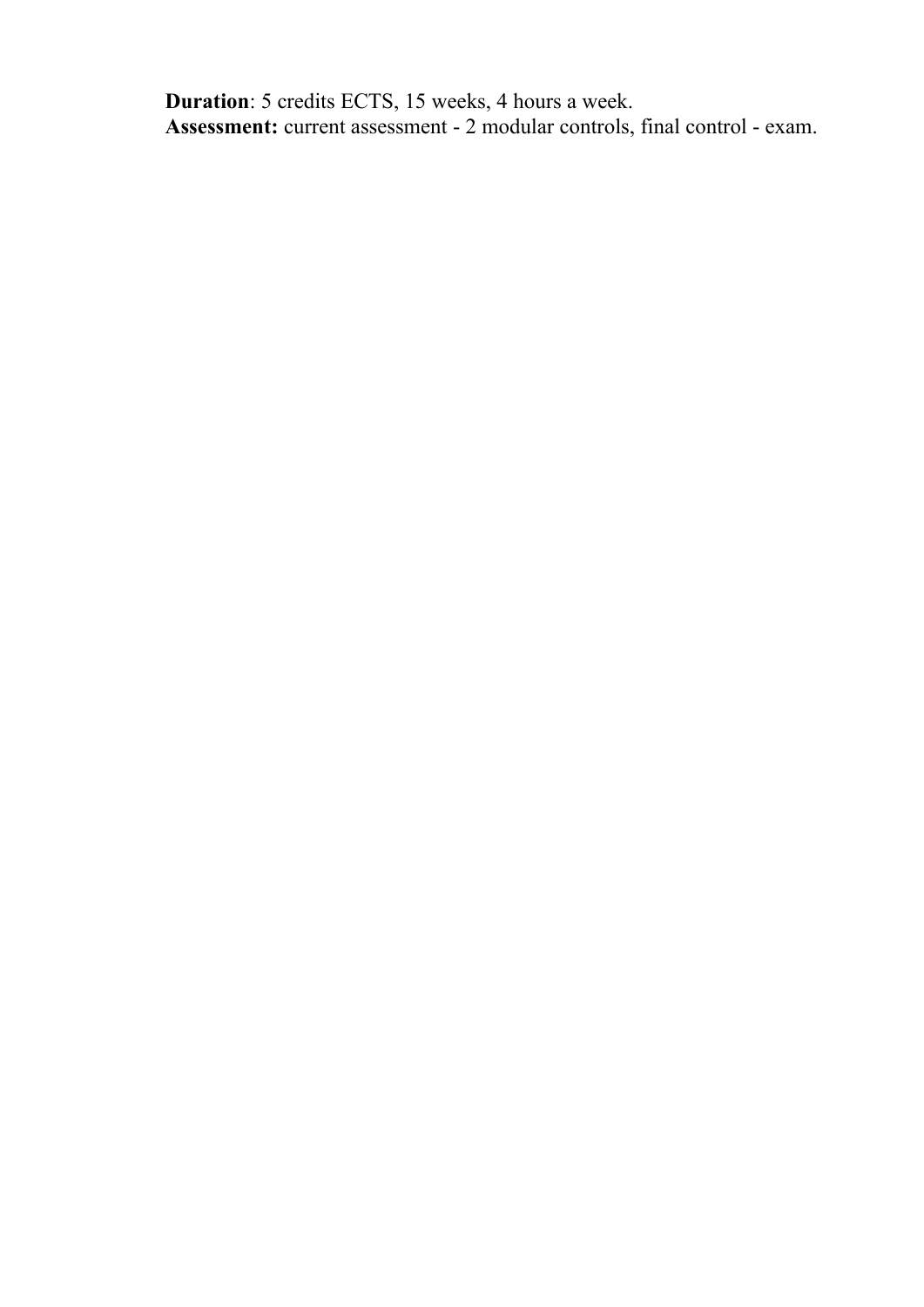**Duration**: 5 credits ECTS, 15 weeks, 4 hours a week.
**Assessment:** current assessment - 2 modular controls, final control - exam.